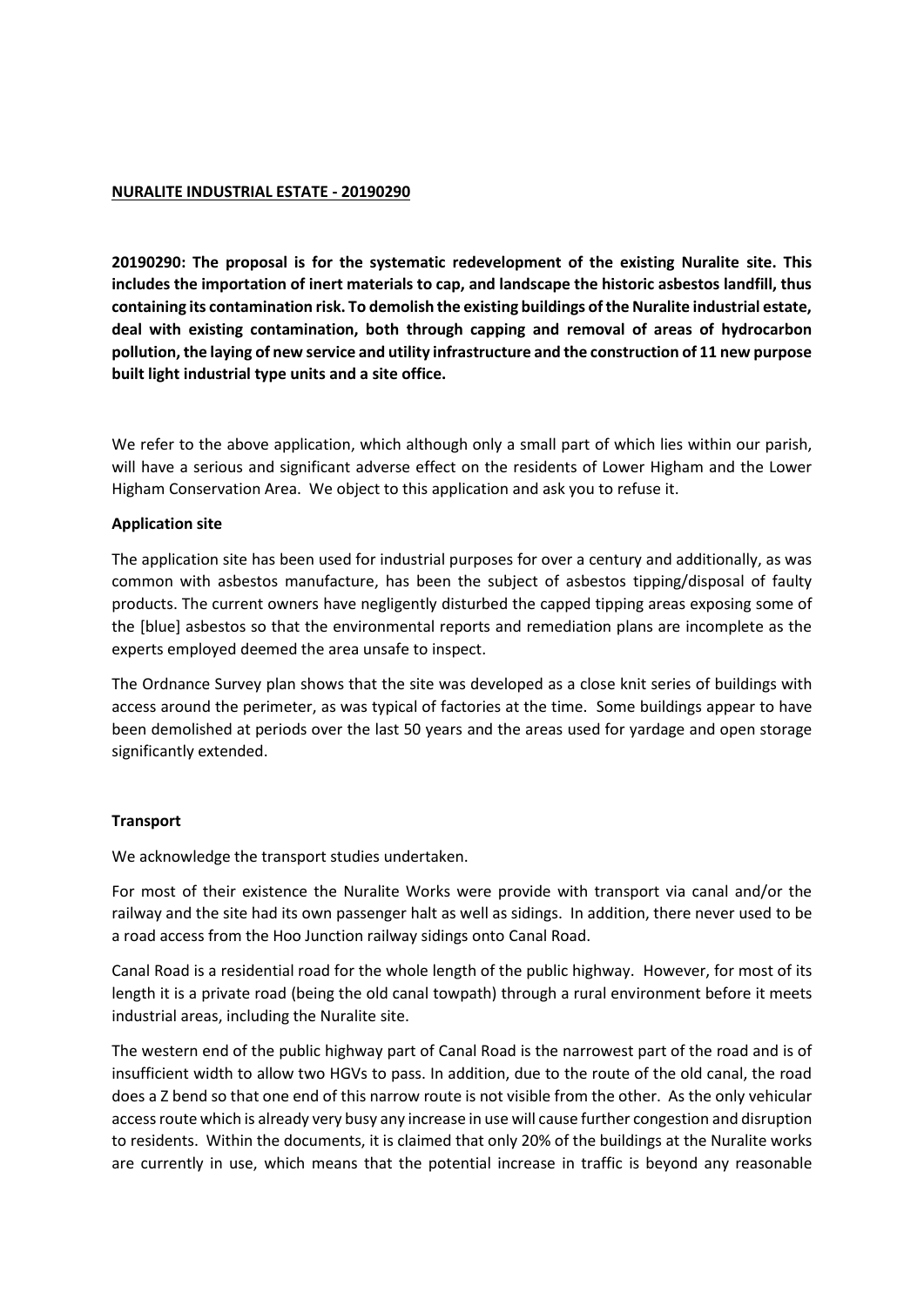**NURALITE INDUSTRIAL ESTATE - 20190290**

**20190290: The proposal is for the systematic redevelopment of the existing Nuralite site. This includes the importation of inert materials to cap, and landscape the historic asbestos landfill, thus containing its contamination risk. To demolish the existing buildings of the Nuralite industrial estate, deal with existing contamination, both through capping and removal of areas of hydrocarbon pollution, the laying of new service and utility infrastructure and the construction of 11 new purpose built light industrial type units and a site office.**

We refer to the above application, which although only a small part of which lies within our parish, will have a serious and significant adverse effect on the residents of Lower Higham and the Lower Higham Conservation Area. We object to this application and ask you to refuse it.

**Application site**

The application site has been used for industrial purposes for over a century and additionally, as was common with asbestos manufacture, has been the subject of asbestos tipping/disposal of faulty products. The current owners have negligently disturbed the capped tipping areas exposing some of the [blue] asbestos so that the environmental reports and remediation plans are incomplete as the experts employed deemed the area unsafe to inspect.

The Ordnance Survey plan shows that the site was developed as a close knit series of buildings with access around the perimeter, as was typical of factories at the time. Some buildings appear to have been demolished at periods over the last 50 years and the areas used for yardage and open storage significantly extended.

**Transport**

We acknowledge the transport studies undertaken.

For most of their existence the Nuralite Works were provide with transport via canal and/or the railway and the site had its own passenger halt as well as sidings. In addition, there never used to be a road access from the Hoo Junction railway sidings onto Canal Road.

Canal Road is a residential road for the whole length of the public highway. However, for most of its length it is a private road (being the old canal towpath) through a rural environment before it meets industrial areas, including the Nuralite site.

The western end of the public highway part of Canal Road is the narrowest part of the road and is of insufficient width to allow two HGVs to pass. In addition, due to the route of the old canal, the road does a Z bend so that one end of this narrow route is not visible from the other. As the only vehicular access route which is already very busy any increase in use will cause further congestion and disruption to residents. Within the documents, it is claimed that only 20% of the buildings at the Nuralite works are currently in use, which means that the potential increase in traffic is beyond any reasonable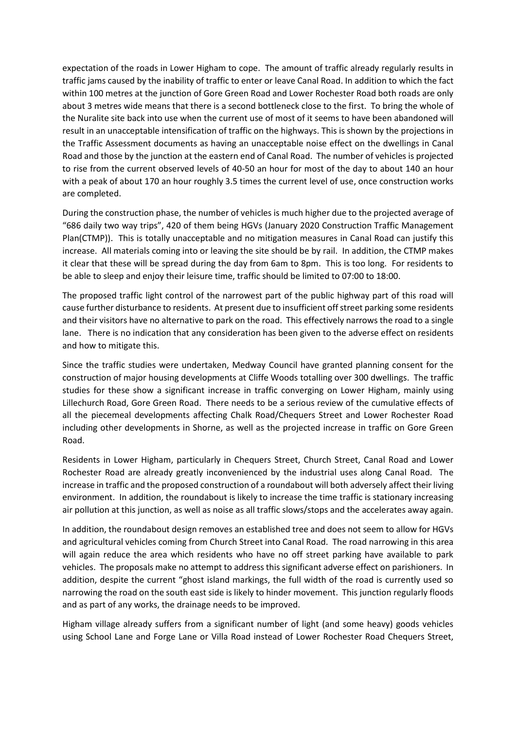expectation of the roads in Lower Higham to cope. The amount of traffic already regularly results in traffic jams caused by the inability of traffic to enter or leave Canal Road. In addition to which the fact within 100 metres at the junction of Gore Green Road and Lower Rochester Road both roads are only about 3 metres wide means that there is a second bottleneck close to the first. To bring the whole of the Nuralite site back into use when the current use of most of it seems to have been abandoned will result in an unacceptable intensification of traffic on the highways. This is shown by the projections in the Traffic Assessment documents as having an unacceptable noise effect on the dwellings in Canal Road and those by the junction at the eastern end of Canal Road. The number of vehicles is projected to rise from the current observed levels of 40-50 an hour for most of the day to about 140 an hour with a peak of about 170 an hour roughly 3.5 times the current level of use, once construction works are completed.

During the construction phase, the number of vehicles is much higher due to the projected average of "686 daily two way trips", 420 of them being HGVs (January 2020 Construction Traffic Management Plan(CTMP)). This is totally unacceptable and no mitigation measures in Canal Road can justify this increase. All materials coming into or leaving the site should be by rail. In addition, the CTMP makes it clear that these will be spread during the day from 6am to 8pm. This is too long. For residents to be able to sleep and enjoy their leisure time, traffic should be limited to 07:00 to 18:00.

The proposed traffic light control of the narrowest part of the public highway part of this road will cause further disturbance to residents. At present due to insufficient off street parking some residents and their visitors have no alternative to park on the road. This effectively narrows the road to a single lane. There is no indication that any consideration has been given to the adverse effect on residents and how to mitigate this.

Since the traffic studies were undertaken, Medway Council have granted planning consent for the construction of major housing developments at Cliffe Woods totalling over 300 dwellings. The traffic studies for these show a significant increase in traffic converging on Lower Higham, mainly using Lillechurch Road, Gore Green Road. There needs to be a serious review of the cumulative effects of all the piecemeal developments affecting Chalk Road/Chequers Street and Lower Rochester Road including other developments in Shorne, as well as the projected increase in traffic on Gore Green Road.

Residents in Lower Higham, particularly in Chequers Street, Church Street, Canal Road and Lower Rochester Road are already greatly inconvenienced by the industrial uses along Canal Road. The increase in traffic and the proposed construction of a roundabout will both adversely affect their living environment. In addition, the roundabout is likely to increase the time traffic is stationary increasing air pollution at this junction, as well as noise as all traffic slows/stops and the accelerates away again.

In addition, the roundabout design removes an established tree and does not seem to allow for HGVs and agricultural vehicles coming from Church Street into Canal Road. The road narrowing in this area will again reduce the area which residents who have no off street parking have available to park vehicles. The proposals make no attempt to address this significant adverse effect on parishioners. In addition, despite the current "ghost island markings, the full width of the road is currently used so narrowing the road on the south east side is likely to hinder movement. This junction regularly floods and as part of any works, the drainage needs to be improved.

Higham village already suffers from a significant number of light (and some heavy) goods vehicles using School Lane and Forge Lane or Villa Road instead of Lower Rochester Road Chequers Street,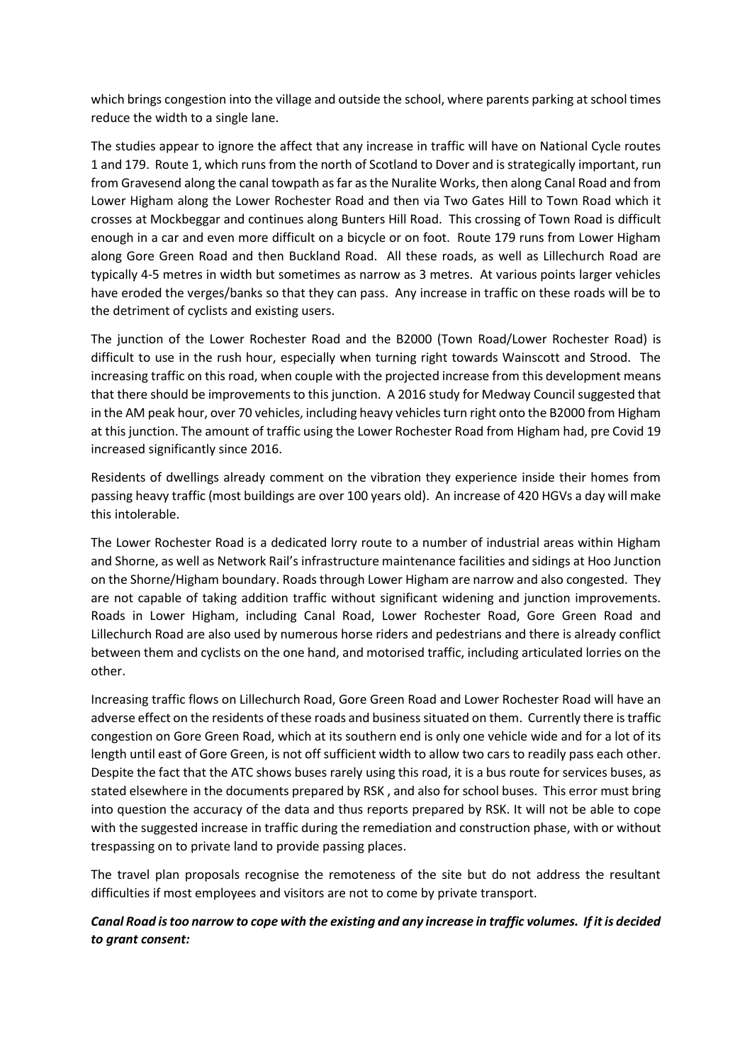which brings congestion into the village and outside the school, where parents parking at school times reduce the width to a single lane.

The studies appear to ignore the affect that any increase in traffic will have on National Cycle routes 1 and 179. Route 1, which runs from the north of Scotland to Dover and is strategically important, run from Gravesend along the canal towpath as far as the Nuralite Works, then along Canal Road and from Lower Higham along the Lower Rochester Road and then via Two Gates Hill to Town Road which it crosses at Mockbeggar and continues along Bunters Hill Road. This crossing of Town Road is difficult enough in a car and even more difficult on a bicycle or on foot. Route 179 runs from Lower Higham along Gore Green Road and then Buckland Road. All these roads, as well as Lillechurch Road are typically 4-5 metres in width but sometimes as narrow as 3 metres. At various points larger vehicles have eroded the verges/banks so that they can pass. Any increase in traffic on these roads will be to the detriment of cyclists and existing users.

The junction of the Lower Rochester Road and the B2000 (Town Road/Lower Rochester Road) is difficult to use in the rush hour, especially when turning right towards Wainscott and Strood. The increasing traffic on this road, when couple with the projected increase from this development means that there should be improvements to this junction. A 2016 study for Medway Council suggested that in the AM peak hour, over 70 vehicles, including heavy vehicles turn right onto the B2000 from Higham at this junction. The amount of traffic using the Lower Rochester Road from Higham had, pre Covid 19 increased significantly since 2016.

Residents of dwellings already comment on the vibration they experience inside their homes from passing heavy traffic (most buildings are over 100 years old). An increase of 420 HGVs a day will make this intolerable.

The Lower Rochester Road is a dedicated lorry route to a number of industrial areas within Higham and Shorne, as well as Network Rail's infrastructure maintenance facilities and sidings at Hoo Junction on the Shorne/Higham boundary. Roads through Lower Higham are narrow and also congested. They are not capable of taking addition traffic without significant widening and junction improvements. Roads in Lower Higham, including Canal Road, Lower Rochester Road, Gore Green Road and Lillechurch Road are also used by numerous horse riders and pedestrians and there is already conflict between them and cyclists on the one hand, and motorised traffic, including articulated lorries on the other.

Increasing traffic flows on Lillechurch Road, Gore Green Road and Lower Rochester Road will have an adverse effect on the residents of these roads and business situated on them. Currently there is traffic congestion on Gore Green Road, which at its southern end is only one vehicle wide and for a lot of its length until east of Gore Green, is not off sufficient width to allow two cars to readily pass each other. Despite the fact that the ATC shows buses rarely using this road, it is a bus route for services buses, as stated elsewhere in the documents prepared by RSK , and also for school buses. This error must bring into question the accuracy of the data and thus reports prepared by RSK. It will not be able to cope with the suggested increase in traffic during the remediation and construction phase, with or without trespassing on to private land to provide passing places.

The travel plan proposals recognise the remoteness of the site but do not address the resultant difficulties if most employees and visitors are not to come by private transport.

***Canal Road is too narrow to cope with the existing and any increase in traffic volumes. If it is decided to grant consent:***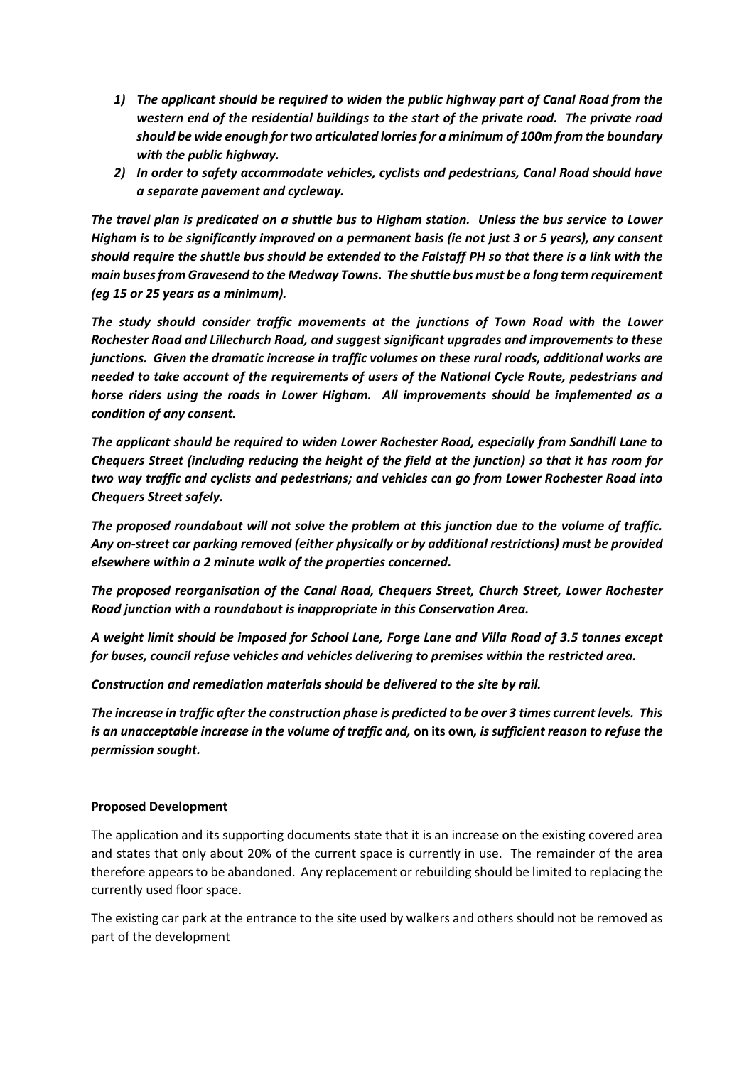1) ***The applicant should be required to widen the public highway part of Canal Road from the western end of the residential buildings to the start of the private road. The private road should be wide enough for two articulated lorries for a minimum of 100m from the boundary with the public highway.***
2) ***In order to safety accommodate vehicles, cyclists and pedestrians, Canal Road should have a separate pavement and cycleway.***

***The travel plan is predicated on a shuttle bus to Higham station. Unless the bus service to Lower Higham is to be significantly improved on a permanent basis (ie not just 3 or 5 years), any consent should require the shuttle bus should be extended to the Falstaff PH so that there is a link with the main buses from Gravesend to the Medway Towns. The shuttle bus must be a long term requirement (eg 15 or 25 years as a minimum).***

***The study should consider traffic movements at the junctions of Town Road with the Lower Rochester Road and Lillechurch Road, and suggest significant upgrades and improvements to these junctions. Given the dramatic increase in traffic volumes on these rural roads, additional works are needed to take account of the requirements of users of the National Cycle Route, pedestrians and horse riders using the roads in Lower Higham. All improvements should be implemented as a condition of any consent.***

***The applicant should be required to widen Lower Rochester Road, especially from Sandhill Lane to Chequers Street (including reducing the height of the field at the junction) so that it has room for two way traffic and cyclists and pedestrians; and vehicles can go from Lower Rochester Road into Chequers Street safely.***

***The proposed roundabout will not solve the problem at this junction due to the volume of traffic. Any on-street car parking removed (either physically or by additional restrictions) must be provided elsewhere within a 2 minute walk of the properties concerned.***

***The proposed reorganisation of the Canal Road, Chequers Street, Church Street, Lower Rochester Road junction with a roundabout is inappropriate in this Conservation Area.***

***A weight limit should be imposed for School Lane, Forge Lane and Villa Road of 3.5 tonnes except for buses, council refuse vehicles and vehicles delivering to premises within the restricted area.***

***Construction and remediation materials should be delivered to the site by rail.***

***The increase in traffic after the construction phase is predicted to be over 3 times current levels. This is an unacceptable increase in the volume of traffic and,*** **on its own*****, is sufficient reason to refuse the permission sought.***

**Proposed Development**

The application and its supporting documents state that it is an increase on the existing covered area and states that only about 20% of the current space is currently in use. The remainder of the area therefore appears to be abandoned. Any replacement or rebuilding should be limited to replacing the currently used floor space.

The existing car park at the entrance to the site used by walkers and others should not be removed as part of the development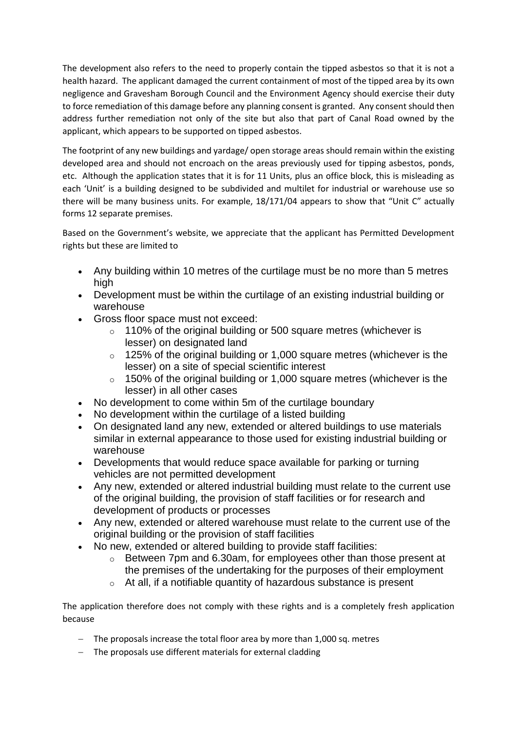The development also refers to the need to properly contain the tipped asbestos so that it is not a health hazard. The applicant damaged the current containment of most of the tipped area by its own negligence and Gravesham Borough Council and the Environment Agency should exercise their duty to force remediation of this damage before any planning consent is granted. Any consent should then address further remediation not only of the site but also that part of Canal Road owned by the applicant, which appears to be supported on tipped asbestos.

The footprint of any new buildings and yardage/ open storage areas should remain within the existing developed area and should not encroach on the areas previously used for tipping asbestos, ponds, etc. Although the application states that it is for 11 Units, plus an office block, this is misleading as each 'Unit' is a building designed to be subdivided and multilet for industrial or warehouse use so there will be many business units. For example, 18/171/04 appears to show that "Unit C" actually forms 12 separate premises.

Based on the Government's website, we appreciate that the applicant has Permitted Development rights but these are limited to

- Any building within 10 metres of the curtilage must be no more than 5 metres high
- Development must be within the curtilage of an existing industrial building or warehouse
- Gross floor space must not exceed:
  - 110% of the original building or 500 square metres (whichever is lesser) on designated land
  - 125% of the original building or 1,000 square metres (whichever is the lesser) on a site of special scientific interest
  - 150% of the original building or 1,000 square metres (whichever is the lesser) in all other cases
- No development to come within 5m of the curtilage boundary
- No development within the curtilage of a listed building
- On designated land any new, extended or altered buildings to use materials similar in external appearance to those used for existing industrial building or warehouse
- Developments that would reduce space available for parking or turning vehicles are not permitted development
- Any new, extended or altered industrial building must relate to the current use of the original building, the provision of staff facilities or for research and development of products or processes
- Any new, extended or altered warehouse must relate to the current use of the original building or the provision of staff facilities
- No new, extended or altered building to provide staff facilities:
  - Between 7pm and 6.30am, for employees other than those present at the premises of the undertaking for the purposes of their employment
  - At all, if a notifiable quantity of hazardous substance is present

The application therefore does not comply with these rights and is a completely fresh application because

- The proposals increase the total floor area by more than 1,000 sq. metres
- The proposals use different materials for external cladding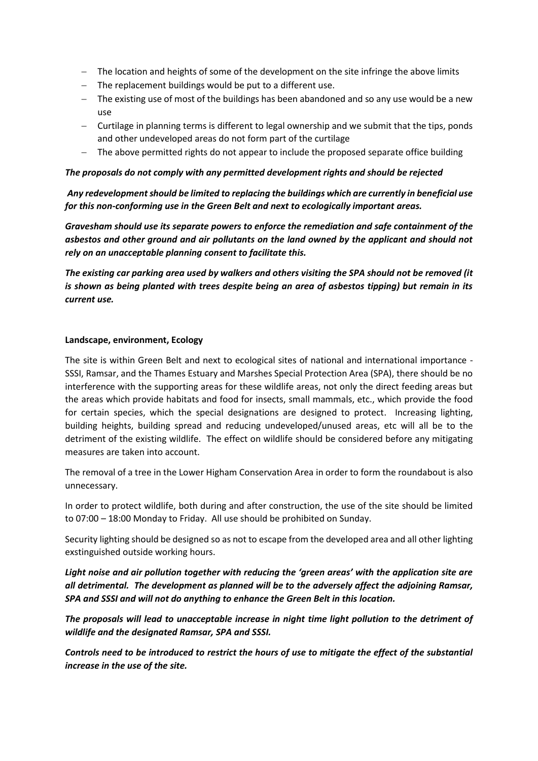- The location and heights of some of the development on the site infringe the above limits
- The replacement buildings would be put to a different use.
- The existing use of most of the buildings has been abandoned and so any use would be a new use
- Curtilage in planning terms is different to legal ownership and we submit that the tips, ponds and other undeveloped areas do not form part of the curtilage
- The above permitted rights do not appear to include the proposed separate office building

***The proposals do not comply with any permitted development rights and should be rejected***

***Any redevelopment should be limited to replacing the buildings which are currently in beneficial use for this non-conforming use in the Green Belt and next to ecologically important areas.***

***Gravesham should use its separate powers to enforce the remediation and safe containment of the asbestos and other ground and air pollutants on the land owned by the applicant and should not rely on an unacceptable planning consent to facilitate this.***

***The existing car parking area used by walkers and others visiting the SPA should not be removed (it is shown as being planted with trees despite being an area of asbestos tipping) but remain in its current use.***

**Landscape, environment, Ecology**

The site is within Green Belt and next to ecological sites of national and international importance - SSSI, Ramsar, and the Thames Estuary and Marshes Special Protection Area (SPA), there should be no interference with the supporting areas for these wildlife areas, not only the direct feeding areas but the areas which provide habitats and food for insects, small mammals, etc., which provide the food for certain species, which the special designations are designed to protect. Increasing lighting, building heights, building spread and reducing undeveloped/unused areas, etc will all be to the detriment of the existing wildlife. The effect on wildlife should be considered before any mitigating measures are taken into account.

The removal of a tree in the Lower Higham Conservation Area in order to form the roundabout is also unnecessary.

In order to protect wildlife, both during and after construction, the use of the site should be limited to 07:00 – 18:00 Monday to Friday. All use should be prohibited on Sunday.

Security lighting should be designed so as not to escape from the developed area and all other lighting exstinguished outside working hours.

***Light noise and air pollution together with reducing the 'green areas' with the application site are all detrimental. The development as planned will be to the adversely affect the adjoining Ramsar, SPA and SSSI and will not do anything to enhance the Green Belt in this location.***

***The proposals will lead to unacceptable increase in night time light pollution to the detriment of wildlife and the designated Ramsar, SPA and SSSI.***

***Controls need to be introduced to restrict the hours of use to mitigate the effect of the substantial increase in the use of the site.***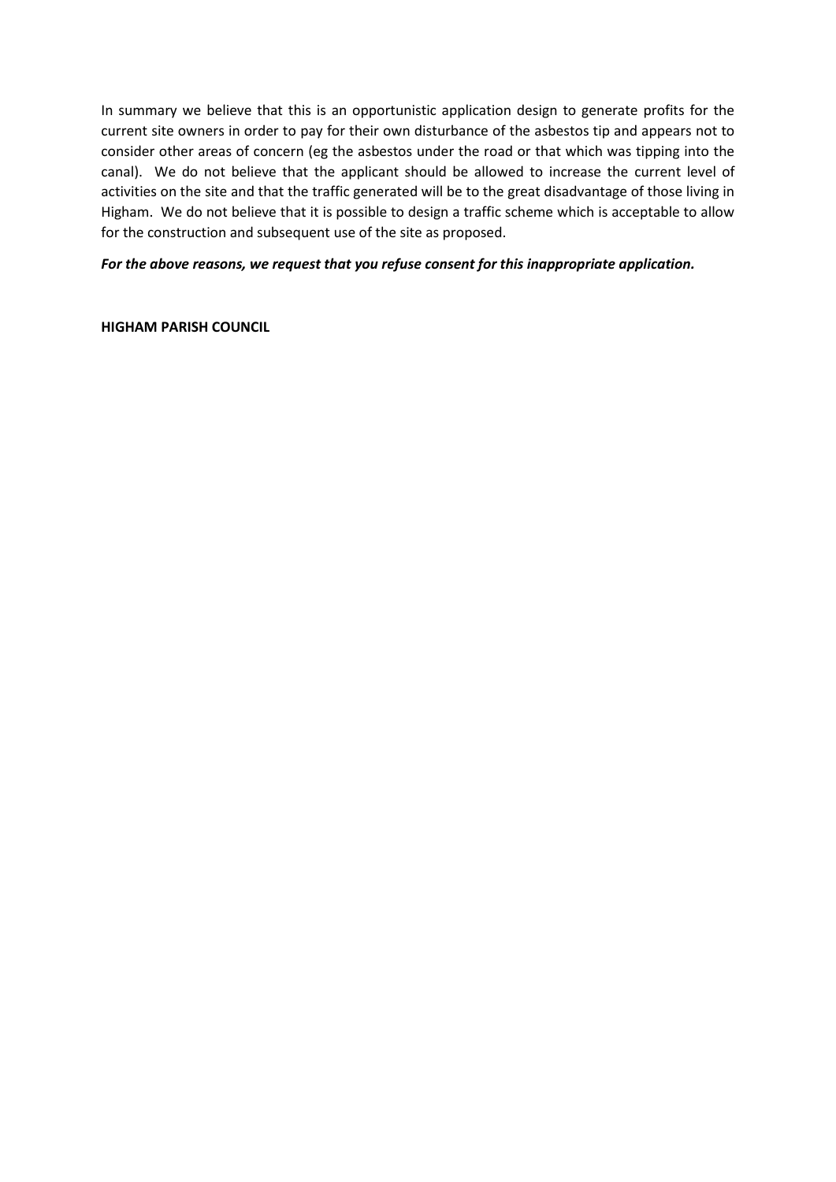In summary we believe that this is an opportunistic application design to generate profits for the current site owners in order to pay for their own disturbance of the asbestos tip and appears not to consider other areas of concern (eg the asbestos under the road or that which was tipping into the canal). We do not believe that the applicant should be allowed to increase the current level of activities on the site and that the traffic generated will be to the great disadvantage of those living in Higham. We do not believe that it is possible to design a traffic scheme which is acceptable to allow for the construction and subsequent use of the site as proposed.

***For the above reasons, we request that you refuse consent for this inappropriate application.***

**HIGHAM PARISH COUNCIL**